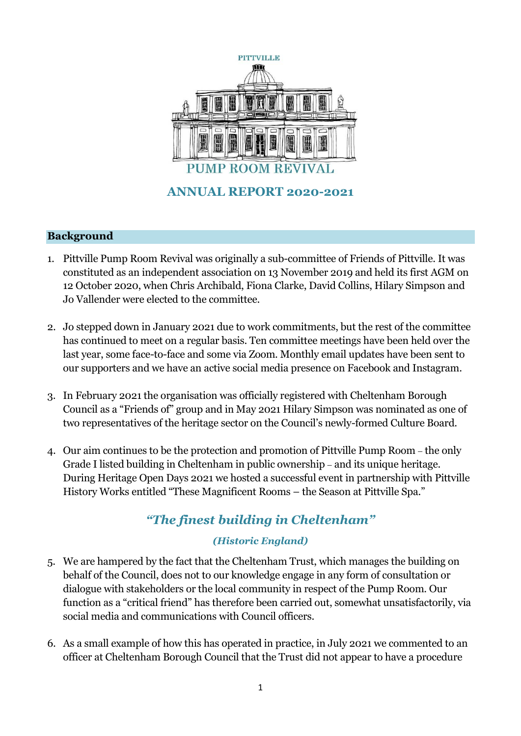PITTVILLE

PUMP ROOM REVIVAL

# ANNUAL REPORT 2020-2021

## Background

1. Pittville Pump Room Revival was originally a sub-committee of Friends of Pittville. It was constituted as an independent association on 13 November 2019 and held its first AGM on 12 October 2020, when Chris Archibald, Fiona Clarke, David Collins, Hilary Simpson and Jo Vallender were elected to the committee.

2. Jo stepped down in January 2021 due to work commitments, but the rest of the committee has continued to meet on a regular basis. Ten committee meetings have been held over the last year, some face-to-face and some via Zoom. Monthly email updates have been sent to our supporters and we have an active social media presence on Facebook and Instagram.

3. In February 2021 the organisation was officially registered with Cheltenham Borough Council as a "Friends of" group and in May 2021 Hilary Simpson was nominated as one of two representatives of the heritage sector on the Council's newly-formed Culture Board.

4. Our aim continues to be the protection and promotion of Pittville Pump Room – the only Grade I listed building in Cheltenham in public ownership – and its unique heritage. During Heritage Open Days 2021 we hosted a successful event in partnership with Pittville History Works entitled "These Magnificent Rooms – the Season at Pittville Spa."

***"The finest building in Cheltenham"***

***(Historic England)***

5. We are hampered by the fact that the Cheltenham Trust, which manages the building on behalf of the Council, does not to our knowledge engage in any form of consultation or dialogue with stakeholders or the local community in respect of the Pump Room. Our function as a "critical friend" has therefore been carried out, somewhat unsatisfactorily, via social media and communications with Council officers.

6. As a small example of how this has operated in practice, in July 2021 we commented to an officer at Cheltenham Borough Council that the Trust did not appear to have a procedure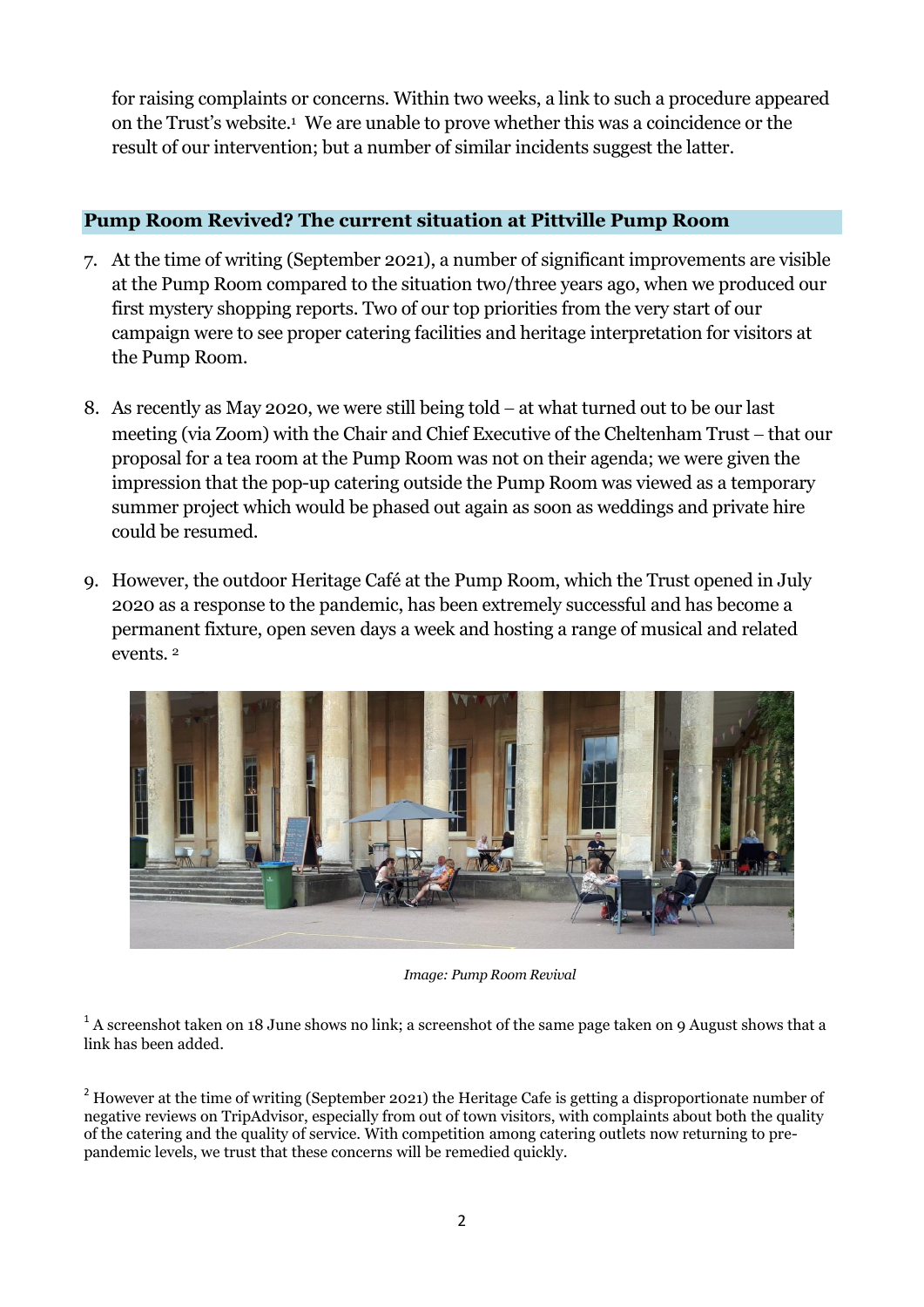for raising complaints or concerns. Within two weeks, a link to such a procedure appeared on the Trust's website.[1] We are unable to prove whether this was a coincidence or the result of our intervention; but a number of similar incidents suggest the latter.

## Pump Room Revived? The current situation at Pittville Pump Room

7. At the time of writing (September 2021), a number of significant improvements are visible at the Pump Room compared to the situation two/three years ago, when we produced our first mystery shopping reports. Two of our top priorities from the very start of our campaign were to see proper catering facilities and heritage interpretation for visitors at the Pump Room.

8. As recently as May 2020, we were still being told – at what turned out to be our last meeting (via Zoom) with the Chair and Chief Executive of the Cheltenham Trust – that our proposal for a tea room at the Pump Room was not on their agenda; we were given the impression that the pop-up catering outside the Pump Room was viewed as a temporary summer project which would be phased out again as soon as weddings and private hire could be resumed.

9. However, the outdoor Heritage Café at the Pump Room, which the Trust opened in July 2020 as a response to the pandemic, has been extremely successful and has become a permanent fixture, open seven days a week and hosting a range of musical and related events. [2]

*Image: Pump Room Revival*

[1] A screenshot taken on 18 June shows no link; a screenshot of the same page taken on 9 August shows that a link has been added.

[2] However at the time of writing (September 2021) the Heritage Cafe is getting a disproportionate number of negative reviews on TripAdvisor, especially from out of town visitors, with complaints about both the quality of the catering and the quality of service. With competition among catering outlets now returning to pre-pandemic levels, we trust that these concerns will be remedied quickly.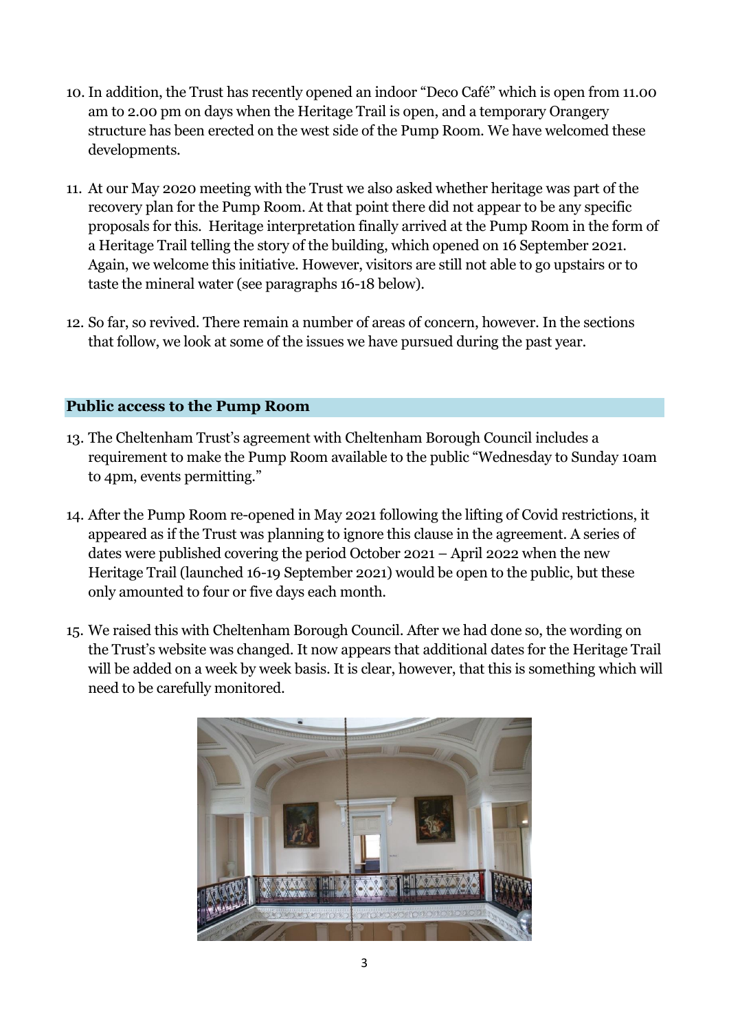10. In addition, the Trust has recently opened an indoor "Deco Café" which is open from 11.00 am to 2.00 pm on days when the Heritage Trail is open, and a temporary Orangery structure has been erected on the west side of the Pump Room. We have welcomed these developments.

11. At our May 2020 meeting with the Trust we also asked whether heritage was part of the recovery plan for the Pump Room. At that point there did not appear to be any specific proposals for this. Heritage interpretation finally arrived at the Pump Room in the form of a Heritage Trail telling the story of the building, which opened on 16 September 2021. Again, we welcome this initiative. However, visitors are still not able to go upstairs or to taste the mineral water (see paragraphs 16-18 below).

12. So far, so revived. There remain a number of areas of concern, however. In the sections that follow, we look at some of the issues we have pursued during the past year.

## Public access to the Pump Room

13. The Cheltenham Trust's agreement with Cheltenham Borough Council includes a requirement to make the Pump Room available to the public "Wednesday to Sunday 10am to 4pm, events permitting."

14. After the Pump Room re-opened in May 2021 following the lifting of Covid restrictions, it appeared as if the Trust was planning to ignore this clause in the agreement. A series of dates were published covering the period October 2021 – April 2022 when the new Heritage Trail (launched 16-19 September 2021) would be open to the public, but these only amounted to four or five days each month.

15. We raised this with Cheltenham Borough Council. After we had done so, the wording on the Trust's website was changed. It now appears that additional dates for the Heritage Trail will be added on a week by week basis. It is clear, however, that this is something which will need to be carefully monitored.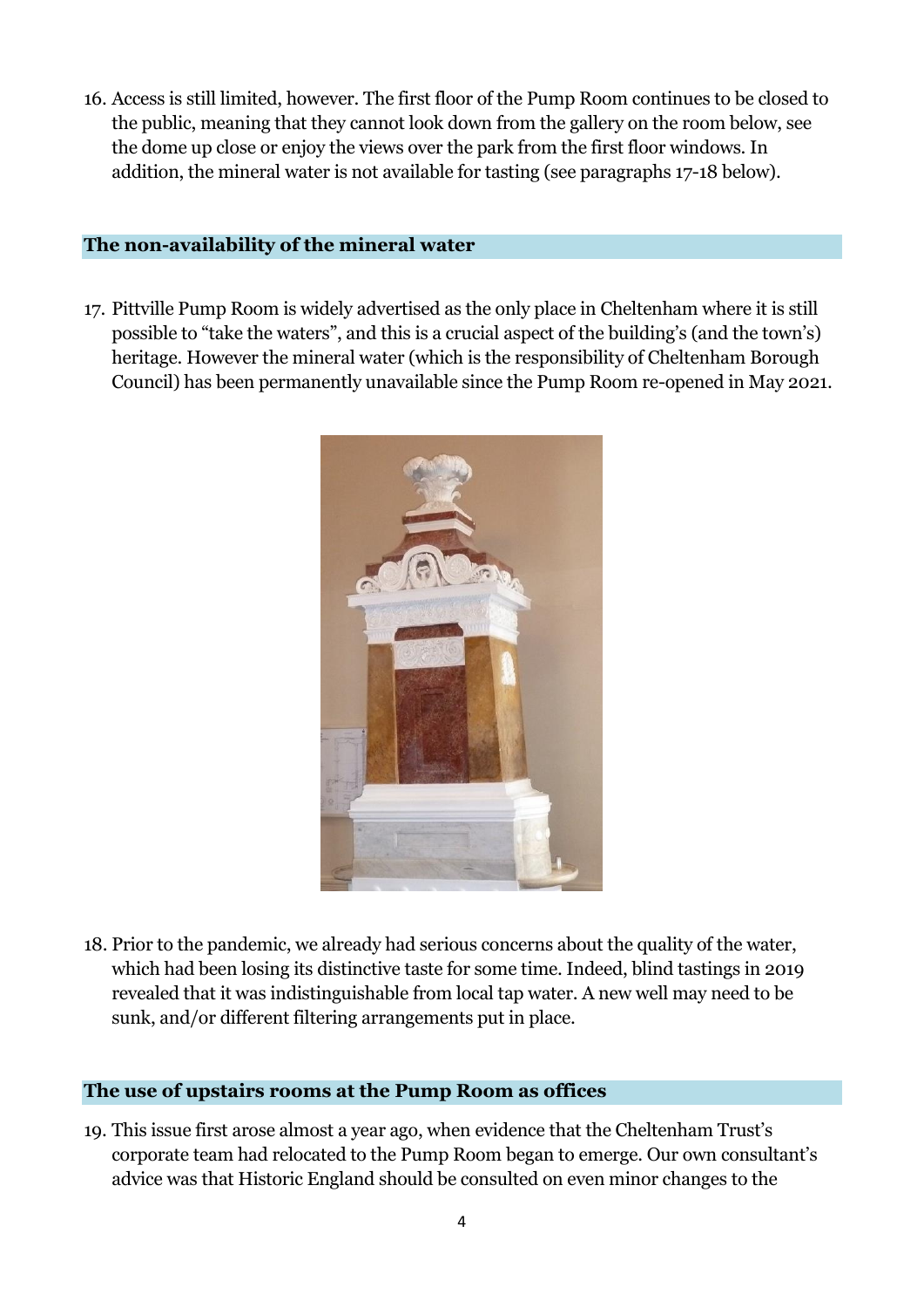16. Access is still limited, however. The first floor of the Pump Room continues to be closed to the public, meaning that they cannot look down from the gallery on the room below, see the dome up close or enjoy the views over the park from the first floor windows. In addition, the mineral water is not available for tasting (see paragraphs 17-18 below).

## The non-availability of the mineral water

17. Pittville Pump Room is widely advertised as the only place in Cheltenham where it is still possible to "take the waters", and this is a crucial aspect of the building's (and the town's) heritage. However the mineral water (which is the responsibility of Cheltenham Borough Council) has been permanently unavailable since the Pump Room re-opened in May 2021.

18. Prior to the pandemic, we already had serious concerns about the quality of the water, which had been losing its distinctive taste for some time. Indeed, blind tastings in 2019 revealed that it was indistinguishable from local tap water. A new well may need to be sunk, and/or different filtering arrangements put in place.

## The use of upstairs rooms at the Pump Room as offices

19. This issue first arose almost a year ago, when evidence that the Cheltenham Trust's corporate team had relocated to the Pump Room began to emerge. Our own consultant's advice was that Historic England should be consulted on even minor changes to the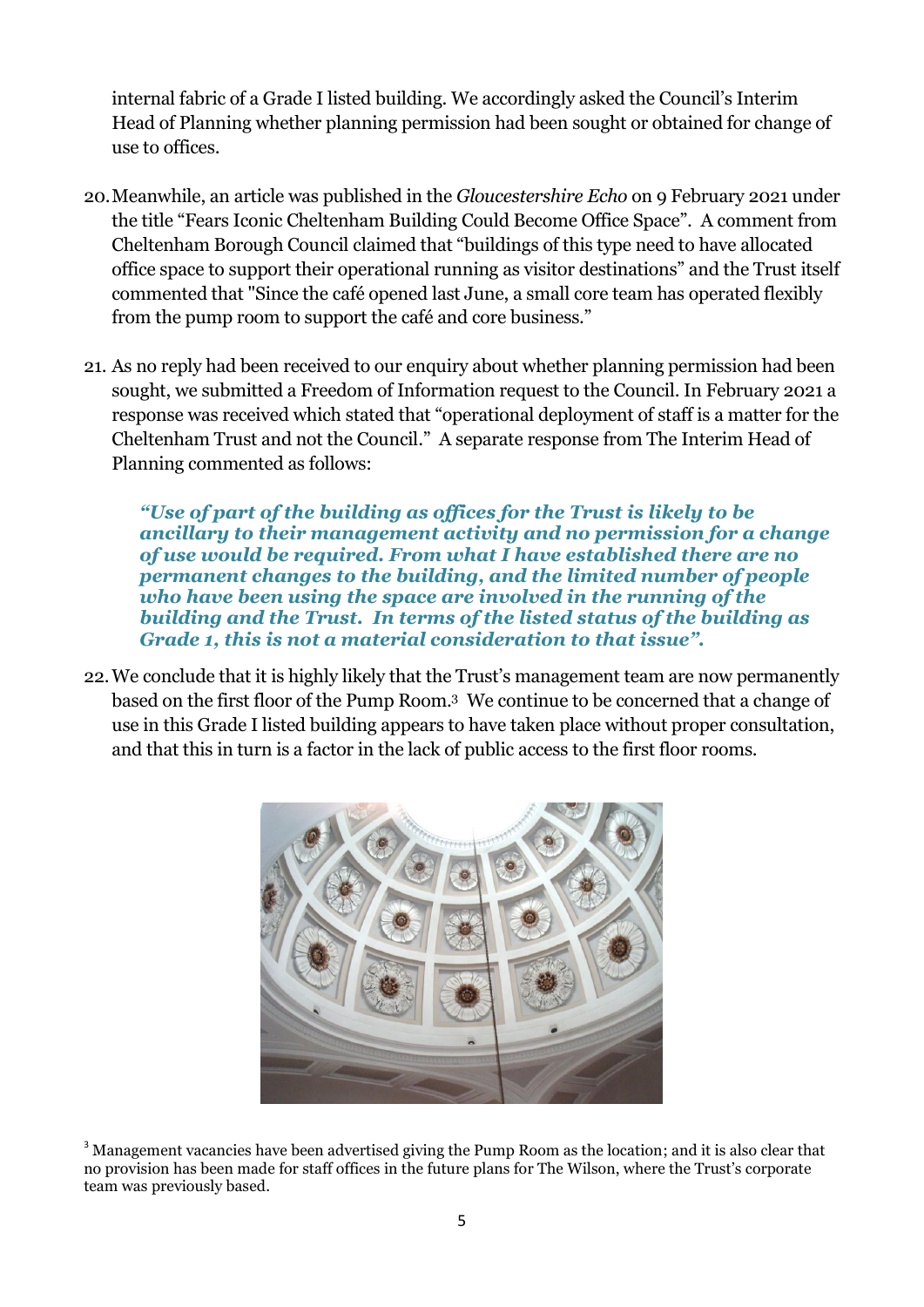internal fabric of a Grade I listed building. We accordingly asked the Council's Interim Head of Planning whether planning permission had been sought or obtained for change of use to offices.

20. Meanwhile, an article was published in the *Gloucestershire Echo* on 9 February 2021 under the title "Fears Iconic Cheltenham Building Could Become Office Space". A comment from Cheltenham Borough Council claimed that "buildings of this type need to have allocated office space to support their operational running as visitor destinations" and the Trust itself commented that "Since the café opened last June, a small core team has operated flexibly from the pump room to support the café and core business."

21. As no reply had been received to our enquiry about whether planning permission had been sought, we submitted a Freedom of Information request to the Council. In February 2021 a response was received which stated that "operational deployment of staff is a matter for the Cheltenham Trust and not the Council." A separate response from The Interim Head of Planning commented as follows:

> ***"Use of part of the building as offices for the Trust is likely to be ancillary to their management activity and no permission for a change of use would be required. From what I have established there are no permanent changes to the building, and the limited number of people who have been using the space are involved in the running of the building and the Trust. In terms of the listed status of the building as Grade 1, this is not a material consideration to that issue".***

22. We conclude that it is highly likely that the Trust's management team are now permanently based on the first floor of the Pump Room.[3] We continue to be concerned that a change of use in this Grade I listed building appears to have taken place without proper consultation, and that this in turn is a factor in the lack of public access to the first floor rooms.

[3] Management vacancies have been advertised giving the Pump Room as the location; and it is also clear that no provision has been made for staff offices in the future plans for The Wilson, where the Trust's corporate team was previously based.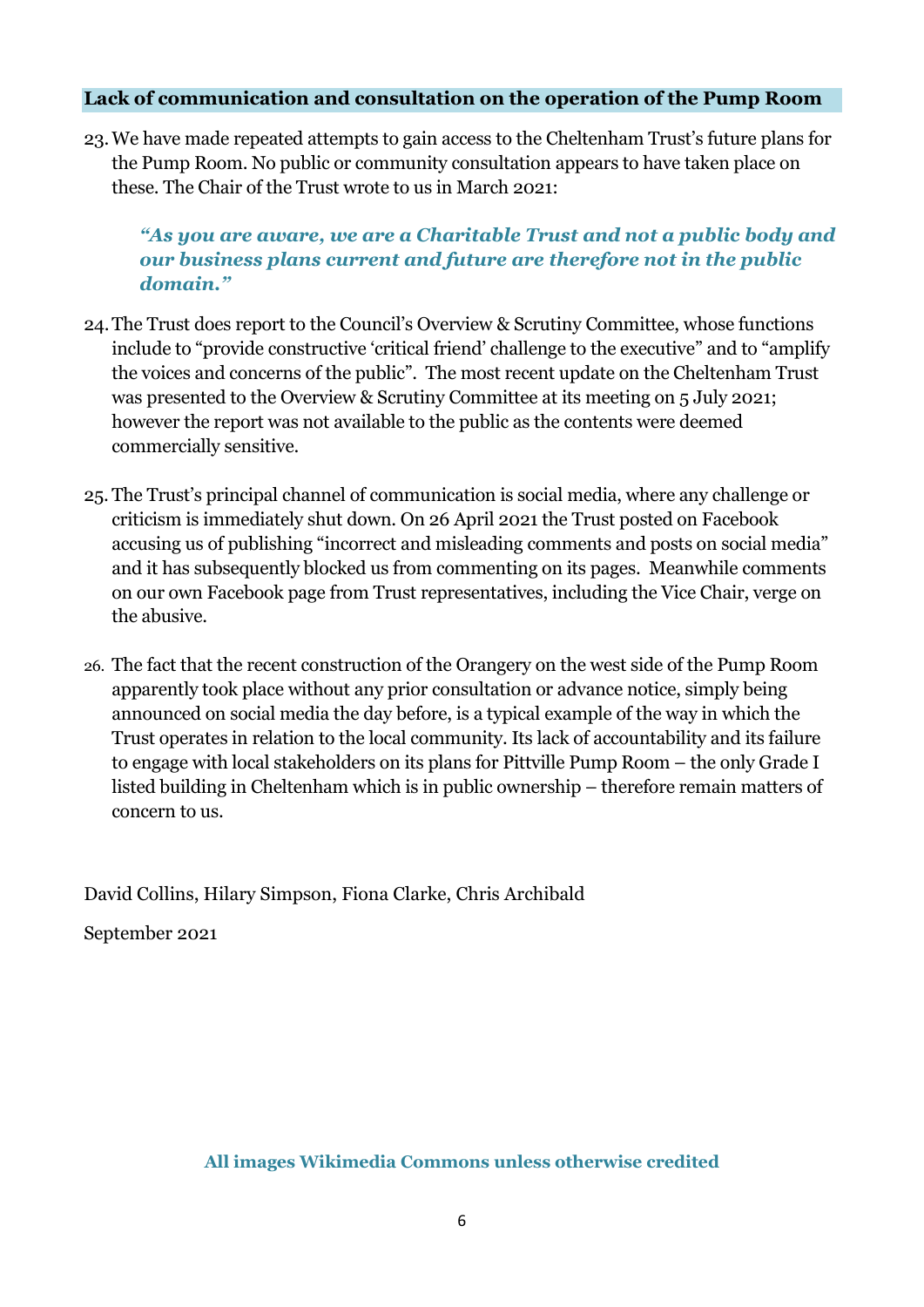## Lack of communication and consultation on the operation of the Pump Room

23. We have made repeated attempts to gain access to the Cheltenham Trust's future plans for the Pump Room. No public or community consultation appears to have taken place on these. The Chair of the Trust wrote to us in March 2021:

> ***"As you are aware, we are a Charitable Trust and not a public body and our business plans current and future are therefore not in the public domain."***

24. The Trust does report to the Council's Overview & Scrutiny Committee, whose functions include to "provide constructive 'critical friend' challenge to the executive" and to "amplify the voices and concerns of the public". The most recent update on the Cheltenham Trust was presented to the Overview & Scrutiny Committee at its meeting on 5 July 2021; however the report was not available to the public as the contents were deemed commercially sensitive.

25. The Trust's principal channel of communication is social media, where any challenge or criticism is immediately shut down. On 26 April 2021 the Trust posted on Facebook accusing us of publishing "incorrect and misleading comments and posts on social media" and it has subsequently blocked us from commenting on its pages. Meanwhile comments on our own Facebook page from Trust representatives, including the Vice Chair, verge on the abusive.

26. The fact that the recent construction of the Orangery on the west side of the Pump Room apparently took place without any prior consultation or advance notice, simply being announced on social media the day before, is a typical example of the way in which the Trust operates in relation to the local community. Its lack of accountability and its failure to engage with local stakeholders on its plans for Pittville Pump Room – the only Grade I listed building in Cheltenham which is in public ownership – therefore remain matters of concern to us.

David Collins, Hilary Simpson, Fiona Clarke, Chris Archibald

September 2021

**All images Wikimedia Commons unless otherwise credited**